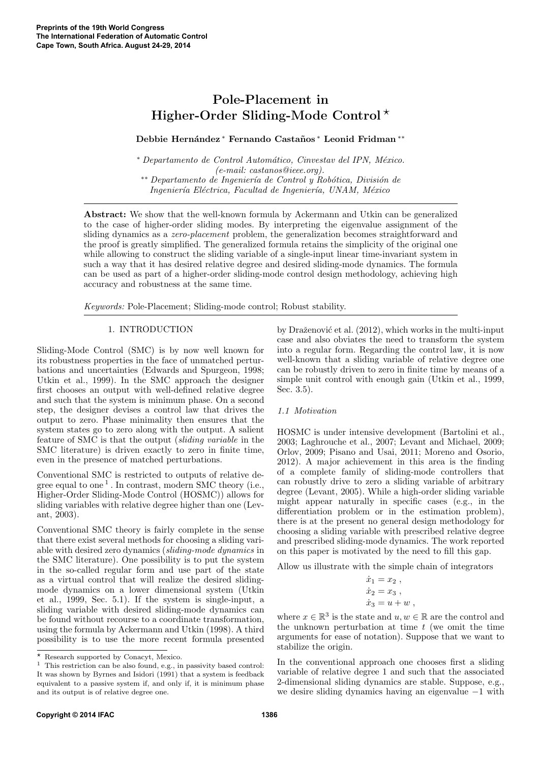# Pole-Placement in Higher-Order Sliding-Mode Control [⋆]

**Debbie Hernández [*] Fernando Castaños [*] Leonid Fridman [**]**

[*] *Departamento de Control Automático, Cinvestav del IPN, México. (e-mail: castanos@ieee.org).*
[**] *Departamento de Ingeniería de Control y Robótica, División de Ingeniería Eléctrica, Facultad de Ingeniería, UNAM, México*

**Abstract:** We show that the well-known formula by Ackermann and Utkin can be generalized to the case of higher-order sliding modes. By interpreting the eigenvalue assignment of the sliding dynamics as a *zero-placement* problem, the generalization becomes straightforward and the proof is greatly simplified. The generalized formula retains the simplicity of the original one while allowing to construct the sliding variable of a single-input linear time-invariant system in such a way that it has desired relative degree and desired sliding-mode dynamics. The formula can be used as part of a higher-order sliding-mode control design methodology, achieving high accuracy and robustness at the same time.

*Keywords:* Pole-Placement; Sliding-mode control; Robust stability.

## 1. INTRODUCTION

Sliding-Mode Control (SMC) is by now well known for its robustness properties in the face of unmatched perturbations and uncertainties (Edwards and Spurgeon, 1998; Utkin et al., 1999). In the SMC approach the designer first chooses an output with well-defined relative degree and such that the system is minimum phase. On a second step, the designer devises a control law that drives the output to zero. Phase minimality then ensures that the system states go to zero along with the output. A salient feature of SMC is that the output (*sliding variable* in the SMC literature) is driven exactly to zero in finite time, even in the presence of matched perturbations.

Conventional SMC is restricted to outputs of relative degree equal to one [1]. In contrast, modern SMC theory (i.e., Higher-Order Sliding-Mode Control (HOSMC)) allows for sliding variables with relative degree higher than one (Levant, 2003).

Conventional SMC theory is fairly complete in the sense that there exist several methods for choosing a sliding variable with desired zero dynamics (*sliding-mode dynamics* in the SMC literature). One possibility is to put the system in the so-called regular form and use part of the state as a virtual control that will realize the desired sliding-mode dynamics on a lower dimensional system (Utkin et al., 1999, Sec. 5.1). If the system is single-input, a sliding variable with desired sliding-mode dynamics can be found without recourse to a coordinate transformation, using the formula by Ackermann and Utkin (1998). A third possibility is to use the more recent formula presented by Draženović et al. (2012), which works in the multi-input case and also obviates the need to transform the system into a regular form. Regarding the control law, it is now well-known that a sliding variable of relative degree one can be robustly driven to zero in finite time by means of a simple unit control with enough gain (Utkin et al., 1999, Sec. 3.5).

### 1.1 Motivation

HOSMC is under intensive development (Bartolini et al., 2003; Laghrouche et al., 2007; Levant and Michael, 2009; Orlov, 2009; Pisano and Usai, 2011; Moreno and Osorio, 2012). A major achievement in this area is the finding of a complete family of sliding-mode controllers that can robustly drive to zero a sliding variable of arbitrary degree (Levant, 2005). While a high-order sliding variable might appear naturally in specific cases (e.g., in the differentiation problem or in the estimation problem), there is at the present no general design methodology for choosing a sliding variable with prescribed relative degree and prescribed sliding-mode dynamics. The work reported on this paper is motivated by the need to fill this gap.

Allow us illustrate with the simple chain of integrators

$$
\begin{aligned}
\dot{x}_1 &= x_2 \,, \\
\dot{x}_2 &= x_3 \,, \\
\dot{x}_3 &= u + w \,,
\end{aligned}
$$

where $x \in \mathbb{R}^3$ is the state and $u, w \in \mathbb{R}$ are the control and the unknown perturbation at time $t$ (we omit the time arguments for ease of notation). Suppose that we want to stabilize the origin.

In the conventional approach one chooses first a sliding variable of relative degree 1 and such that the associated 2-dimensional sliding dynamics are stable. Suppose, e.g., we desire sliding dynamics having an eigenvalue $-1$ with

---

[⋆] Research supported by Conacyt, Mexico.

[1] This restriction can be also found, e.g., in passivity based control: It was shown by Byrnes and Isidori (1991) that a system is feedback equivalent to a passive system if, and only if, it is minimum phase and its output is of relative degree one.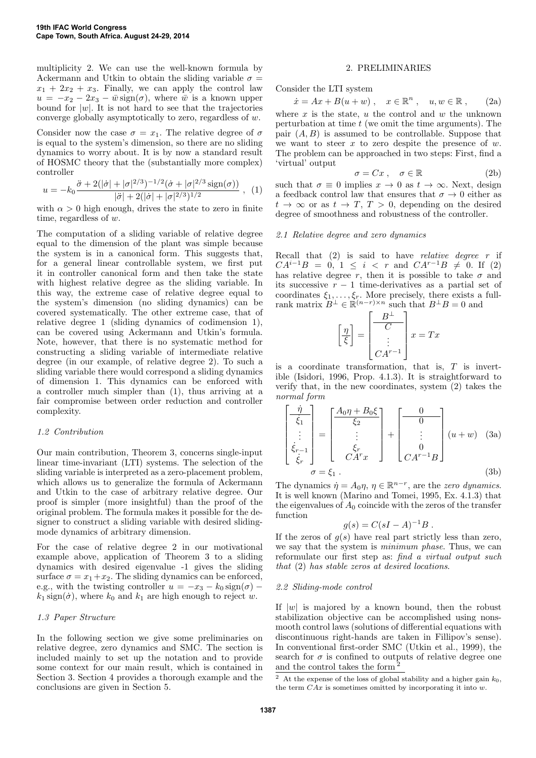multiplicity 2. We can use the well-known formula by Ackermann and Utkin to obtain the sliding variable $\sigma = x_1 + 2x_2 + x_3$. Finally, we can apply the control law $u = -x_2 - 2x_3 - \bar{w}\,\mathrm{sign}(\sigma)$, where $\bar{w}$ is a known upper bound for $|w|$. It is not hard to see that the trajectories converge globally asymptotically to zero, regardless of $w$.

Consider now the case $\sigma = x_1$. The relative degree of $\sigma$ is equal to the system's dimension, so there are no sliding dynamics to worry about. It is by now a standard result of HOSMC theory that the (substantially more complex) controller

$$u = -k_0 \frac{\ddot{\sigma} + 2(|\dot{\sigma}| + |\sigma|^{2/3})^{-1/2}(\dot{\sigma} + |\sigma|^{2/3}\,\mathrm{sign}(\sigma))}{|\ddot{\sigma}| + 2(|\dot{\sigma}| + |\sigma|^{2/3})^{1/2}}\ , \quad (1)$$

with $\alpha > 0$ high enough, drives the state to zero in finite time, regardless of $w$.

The computation of a sliding variable of relative degree equal to the dimension of the plant was simple because the system is in a canonical form. This suggests that, for a general linear controllable system, we first put it in controller canonical form and then take the state with highest relative degree as the sliding variable. In this way, the extreme case of relative degree equal to the system's dimension (no sliding dynamics) can be covered systematically. The other extreme case, that of relative degree 1 (sliding dynamics of codimension 1), can be covered using Ackermann and Utkin's formula. Note, however, that there is no systematic method for constructing a sliding variable of intermediate relative degree (in our example, of relative degree 2). To such a sliding variable there would correspond a sliding dynamics of dimension 1. This dynamics can be enforced with a controller much simpler than (1), thus arriving at a fair compromise between order reduction and controller complexity.

### 1.2 Contribution

Our main contribution, Theorem 3, concerns single-input linear time-invariant (LTI) systems. The selection of the sliding variable is interpreted as a zero-placement problem, which allows us to generalize the formula of Ackermann and Utkin to the case of arbitrary relative degree. Our proof is simpler (more insightful) than the proof of the original problem. The formula makes it possible for the designer to construct a sliding variable with desired sliding-mode dynamics of arbitrary dimension.

For the case of relative degree 2 in our motivational example above, application of Theorem 3 to a sliding dynamics with desired eigenvalue -1 gives the sliding surface $\sigma = x_1 + x_2$. The sliding dynamics can be enforced, e.g., with the twisting controller $u = -x_3 - k_0\,\mathrm{sign}(\sigma) - k_1\,\mathrm{sign}(\dot{\sigma})$, where $k_0$ and $k_1$ are high enough to reject $w$.

### 1.3 Paper Structure

In the following section we give some preliminaries on relative degree, zero dynamics and SMC. The section is included mainly to set up the notation and to provide some context for our main result, which is contained in Section 3. Section 4 provides a thorough example and the conclusions are given in Section 5.

## 2. PRELIMINARIES

Consider the LTI system

$$\dot{x} = Ax + B(u + w)\ , \quad x \in \mathbb{R}^n\ , \quad u, w \in \mathbb{R}\ , \quad (2a)$$

where $x$ is the state, $u$ the control and $w$ the unknown perturbation at time $t$ (we omit the time arguments). The pair $(A, B)$ is assumed to be controllable. Suppose that we want to steer $x$ to zero despite the presence of $w$. The problem can be approached in two steps: First, find a 'virtual' output

$$\sigma = Cx\ , \quad \sigma \in \mathbb{R} \quad (2b)$$

such that $\sigma \equiv 0$ implies $x \to 0$ as $t \to \infty$. Next, design a feedback control law that ensures that $\sigma \to 0$ either as $t \to \infty$ or as $t \to T$, $T > 0$, depending on the desired degree of smoothness and robustness of the controller.

### 2.1 Relative degree and zero dynamics

Recall that (2) is said to have *relative degree* $r$ if $CA^{i-1}B = 0$, $1 \le i < r$ and $CA^{r-1}B \ne 0$. If (2) has relative degree $r$, then it is possible to take $\sigma$ and its successive $r - 1$ time-derivatives as a partial set of coordinates $\xi_1, \ldots, \xi_r$. More precisely, there exists a full-rank matrix $B^{\perp} \in \mathbb{R}^{(n-r)\times n}$ such that $B^{\perp}B = 0$ and

$$\begin{bmatrix} \eta \\ \hline \xi \end{bmatrix} = \begin{bmatrix} B^{\perp} \\ \hline C \\ \vdots \\ CA^{r-1} \end{bmatrix} x = Tx$$

is a coordinate transformation, that is, $T$ is invertible (Isidori, 1996, Prop. 4.1.3). It is straightforward to verify that, in the new coordinates, system (2) takes the *normal form*

$$\begin{bmatrix} \dot{\eta} \\ \hline \dot{\xi}_1 \\ \vdots \\ \dot{\xi}_{r-1} \\ \dot{\xi}_r \end{bmatrix} = \begin{bmatrix} A_0\eta + B_0\xi \\ \hline \xi_2 \\ \vdots \\ \xi_r \\ CA^r x \end{bmatrix} + \begin{bmatrix} 0 \\ \hline 0 \\ \vdots \\ 0 \\ CA^{r-1}B \end{bmatrix} (u + w) \quad (3a)$$

$$\sigma = \xi_1\ . \quad (3b)$$

The dynamics $\dot{\eta} = A_0\eta$, $\eta \in \mathbb{R}^{n-r}$, are the *zero dynamics*. It is well known (Marino and Tomei, 1995, Ex. 4.1.3) that the eigenvalues of $A_0$ coincide with the zeros of the transfer function

$$g(s) = C(sI - A)^{-1}B\ .$$

If the zeros of $g(s)$ have real part strictly less than zero, we say that the system is *minimum phase*. Thus, we can reformulate our first step as: *find a virtual output such that* (2) *has stable zeros at desired locations*.

### 2.2 Sliding-mode control

If $|w|$ is majored by a known bound, then the robust stabilization objective can be accomplished using nonsmooth control laws (solutions of differential equations with discontinuous right-hands are taken in Fillipov's sense). In conventional first-order SMC (Utkin et al., 1999), the search for $\sigma$ is confined to outputs of relative degree one and the control takes the form [2]

[2] At the expense of the loss of global stability and a higher gain $k_0$, the term $CAx$ is sometimes omitted by incorporating it into $w$.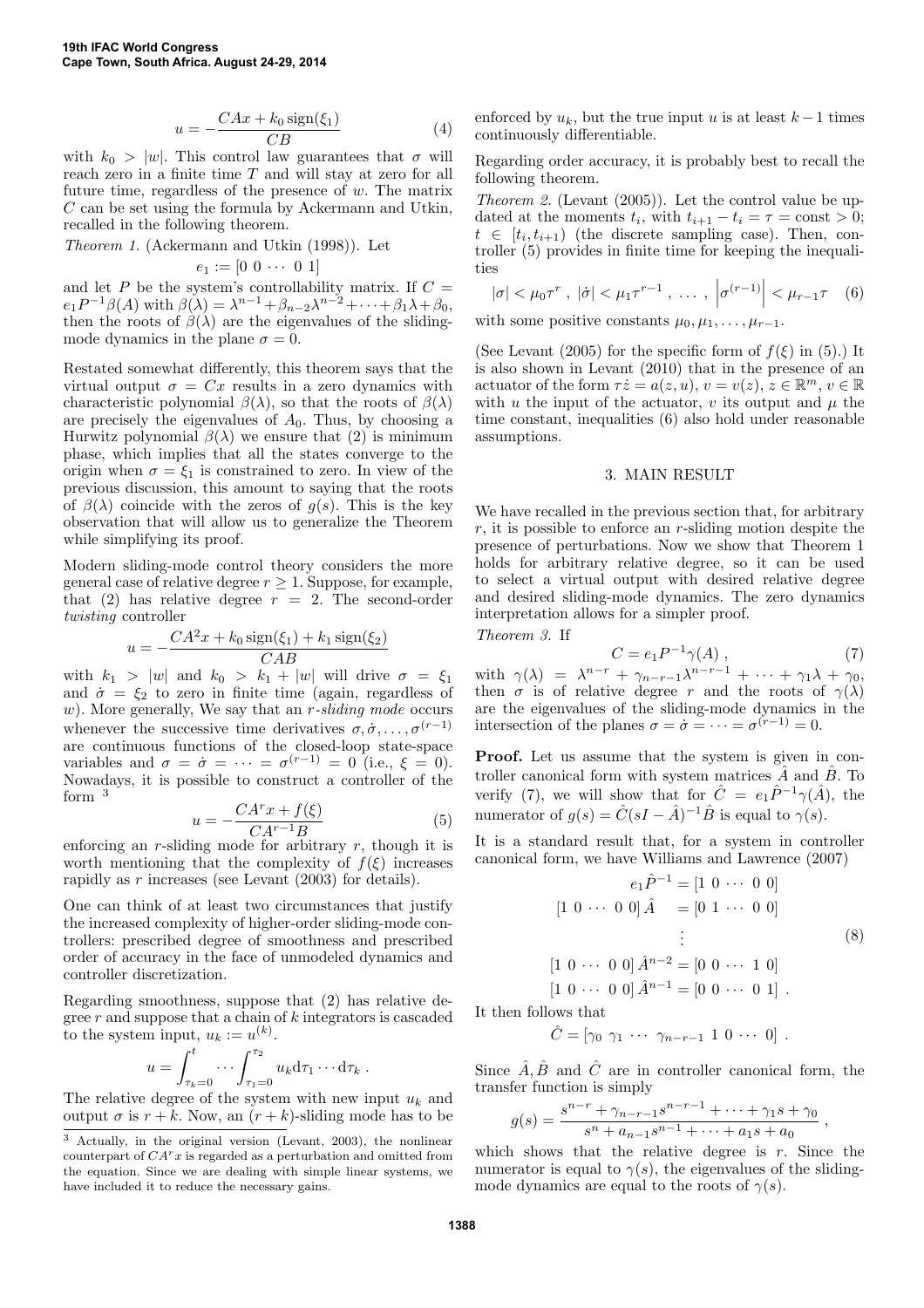$$u = -\frac{CAx + k_0\,\mathrm{sign}(\xi_1)}{CB} \tag{4}$$

with $k_0 > |w|$. This control law guarantees that $\sigma$ will reach zero in a finite time $T$ and will stay at zero for all future time, regardless of the presence of $w$. The matrix $C$ can be set using the formula by Ackermann and Utkin, recalled in the following theorem.

*Theorem 1.* (Ackermann and Utkin (1998)). Let

$$e_1 := [0\ 0\ \cdots\ 0\ 1]$$

and let $P$ be the system's controllability matrix. If $C = e_1 P^{-1}\beta(A)$ with $\beta(\lambda) = \lambda^{n-1} + \beta_{n-2}\lambda^{n-2} + \cdots + \beta_1\lambda + \beta_0$, then the roots of $\beta(\lambda)$ are the eigenvalues of the sliding-mode dynamics in the plane $\sigma = 0$.

Restated somewhat differently, this theorem says that the virtual output $\sigma = Cx$ results in a zero dynamics with characteristic polynomial $\beta(\lambda)$, so that the roots of $\beta(\lambda)$ are precisely the eigenvalues of $A_0$. Thus, by choosing a Hurwitz polynomial $\beta(\lambda)$ we ensure that (2) is minimum phase, which implies that all the states converge to the origin when $\sigma = \xi_1$ is constrained to zero. In view of the previous discussion, this amount to saying that the roots of $\beta(\lambda)$ coincide with the zeros of $g(s)$. This is the key observation that will allow us to generalize the Theorem while simplifying its proof.

Modern sliding-mode control theory considers the more general case of relative degree $r \geq 1$. Suppose, for example, that (2) has relative degree $r = 2$. The second-order *twisting* controller

$$u = -\frac{CA^2x + k_0\,\mathrm{sign}(\xi_1) + k_1\,\mathrm{sign}(\xi_2)}{CAB}$$

with $k_1 > |w|$ and $k_0 > k_1 + |w|$ will drive $\sigma = \xi_1$ and $\dot{\sigma} = \xi_2$ to zero in finite time (again, regardless of $w$). More generally, We say that an *r-sliding mode* occurs whenever the successive time derivatives $\sigma, \dot{\sigma}, \ldots, \sigma^{(r-1)}$ are continuous functions of the closed-loop state-space variables and $\sigma = \dot{\sigma} = \cdots = \sigma^{(r-1)} = 0$ (i.e., $\xi = 0$). Nowadays, it is possible to construct a controller of the form [3]

$$u = -\frac{CA^r x + f(\xi)}{CA^{r-1}B} \tag{5}$$

enforcing an $r$-sliding mode for arbitrary $r$, though it is worth mentioning that the complexity of $f(\xi)$ increases rapidly as $r$ increases (see Levant (2003) for details).

One can think of at least two circumstances that justify the increased complexity of higher-order sliding-mode controllers: prescribed degree of smoothness and prescribed order of accuracy in the face of unmodeled dynamics and controller discretization.

Regarding smoothness, suppose that (2) has relative degree $r$ and suppose that a chain of $k$ integrators is cascaded to the system input, $u_k := u^{(k)}$.

$$u = \int_{\tau_k=0}^{t} \cdots \int_{\tau_1=0}^{\tau_2} u_k \mathrm{d}\tau_1 \cdots \mathrm{d}\tau_k\,.$$

The relative degree of the system with new input $u_k$ and output $\sigma$ is $r + k$. Now, an $(r + k)$-sliding mode has to be enforced by $u_k$, but the true input $u$ is at least $k - 1$ times continuously differentiable.

Regarding order accuracy, it is probably best to recall the following theorem.

*Theorem 2.* (Levant (2005)). Let the control value be updated at the moments $t_i$, with $t_{i+1} - t_i = \tau = \text{const} > 0$; $t \in [t_i, t_{i+1})$ (the discrete sampling case). Then, controller (5) provides in finite time for keeping the inequalities

$$|\sigma| < \mu_0\tau^r\,,\ |\dot{\sigma}| < \mu_1\tau^{r-1}\,,\ \ldots\,,\ \left|\sigma^{(r-1)}\right| < \mu_{r-1}\tau \tag{6}$$

with some positive constants $\mu_0, \mu_1, \ldots, \mu_{r-1}$.

(See Levant (2005) for the specific form of $f(\xi)$ in (5).) It is also shown in Levant (2010) that in the presence of an actuator of the form $\tau\dot{z} = a(z, u)$, $v = v(z)$, $z \in \mathbb{R}^m$, $v \in \mathbb{R}$ with $u$ the input of the actuator, $v$ its output and $\mu$ the time constant, inequalities (6) also hold under reasonable assumptions.

## 3. MAIN RESULT

We have recalled in the previous section that, for arbitrary $r$, it is possible to enforce an $r$-sliding motion despite the presence of perturbations. Now we show that Theorem 1 holds for arbitrary relative degree, so it can be used to select a virtual output with desired relative degree and desired sliding-mode dynamics. The zero dynamics interpretation allows for a simpler proof.

*Theorem 3.* If

$$C = e_1 P^{-1}\gamma(A)\,, \tag{7}$$

with $\gamma(\lambda) = \lambda^{n-r} + \gamma_{n-r-1}\lambda^{n-r-1} + \cdots + \gamma_1\lambda + \gamma_0$, then $\sigma$ is of relative degree $r$ and the roots of $\gamma(\lambda)$ are the eigenvalues of the sliding-mode dynamics in the intersection of the planes $\sigma = \dot{\sigma} = \cdots = \sigma^{(r-1)} = 0$.

**Proof.** Let us assume that the system is given in controller canonical form with system matrices $\hat{A}$ and $\hat{B}$. To verify (7), we will show that for $\hat{C} = e_1\hat{P}^{-1}\gamma(\hat{A})$, the numerator of $g(s) = \hat{C}(sI - \hat{A})^{-1}\hat{B}$ is equal to $\gamma(s)$.

It is a standard result that, for a system in controller canonical form, we have Williams and Lawrence (2007)

$$\begin{aligned} e_1\hat{P}^{-1} &= [1\ 0\ \cdots\ 0\ 0] \\ [1\ 0\ \cdots\ 0\ 0]\,\hat{A} &= [0\ 1\ \cdots\ 0\ 0] \\ &\ \ \vdots \\ [1\ 0\ \cdots\ 0\ 0]\,\hat{A}^{n-2} &= [0\ 0\ \cdots\ 1\ 0] \\ [1\ 0\ \cdots\ 0\ 0]\,\hat{A}^{n-1} &= [0\ 0\ \cdots\ 0\ 1]\,. \end{aligned} \tag{8}$$

It then follows that

$$\hat{C} = [\gamma_0\ \gamma_1\ \cdots\ \gamma_{n-r-1}\ 1\ 0\ \cdots\ 0]\,.$$

Since $\hat{A}, \hat{B}$ and $\hat{C}$ are in controller canonical form, the transfer function is simply

$$g(s) = \frac{s^{n-r} + \gamma_{n-r-1}s^{n-r-1} + \cdots + \gamma_1 s + \gamma_0}{s^n + a_{n-1}s^{n-1} + \cdots + a_1 s + a_0}\,,$$

which shows that the relative degree is $r$. Since the numerator is equal to $\gamma(s)$, the eigenvalues of the sliding-mode dynamics are equal to the roots of $\gamma(s)$.

[3] Actually, in the original version (Levant, 2003), the nonlinear counterpart of $CA^r x$ is regarded as a perturbation and omitted from the equation. Since we are dealing with simple linear systems, we have included it to reduce the necessary gains.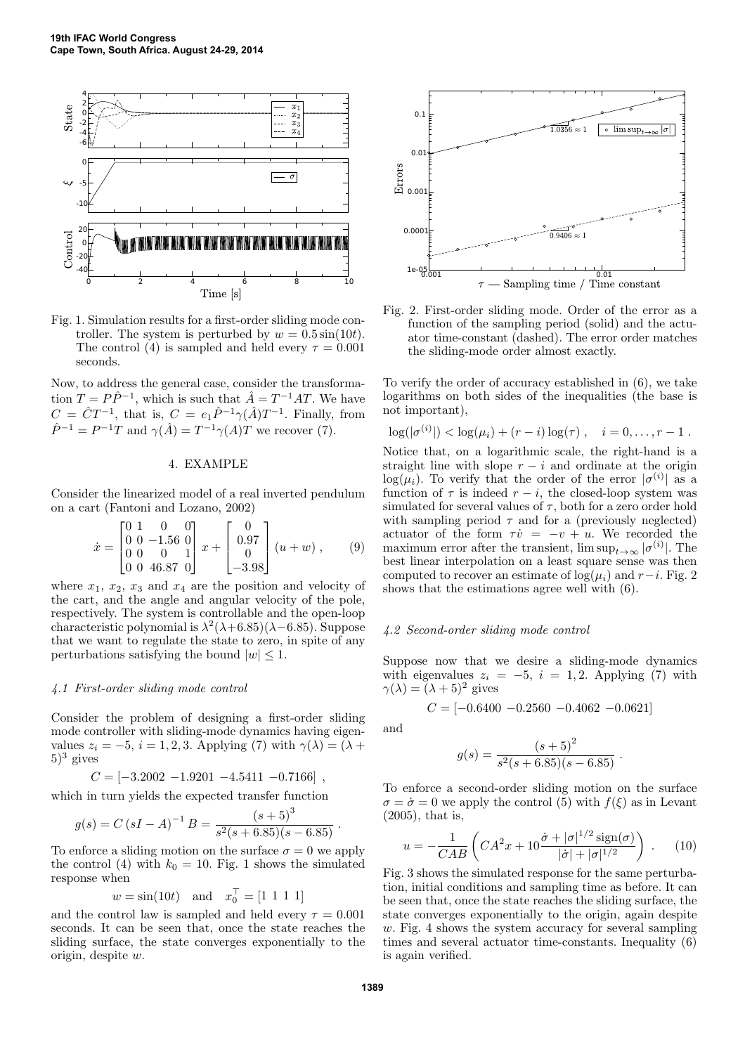Fig. 1. Simulation results for a first-order sliding mode controller. The system is perturbed by $w = 0.5\sin(10t)$. The control (4) is sampled and held every $\tau = 0.001$ seconds.

Now, to address the general case, consider the transformation $T = P\hat{P}^{-1}$, which is such that $\hat{A} = T^{-1}AT$. We have $C = \hat{C}T^{-1}$, that is, $C = e_1\hat{P}^{-1}\gamma(\hat{A})T^{-1}$. Finally, from $\hat{P}^{-1} = P^{-1}T$ and $\gamma(\hat{A}) = T^{-1}\gamma(A)T$ we recover (7).

## 4. EXAMPLE

Consider the linearized model of a real inverted pendulum on a cart (Fantoni and Lozano, 2002)

$$\dot{x} = \begin{bmatrix} 0 & 1 & 0 & 0 \\ 0 & 0 & -1.56 & 0 \\ 0 & 0 & 0 & 1 \\ 0 & 0 & 46.87 & 0 \end{bmatrix} x + \begin{bmatrix} 0 \\ 0.97 \\ 0 \\ -3.98 \end{bmatrix} (u + w) , \tag{9}$$

where $x_1$, $x_2$, $x_3$ and $x_4$ are the position and velocity of the cart, and the angle and angular velocity of the pole, respectively. The system is controllable and the open-loop characteristic polynomial is $\lambda^2(\lambda+6.85)(\lambda-6.85)$. Suppose that we want to regulate the state to zero, in spite of any perturbations satisfying the bound $|w| \le 1$.

### *4.1 First-order sliding mode control*

Consider the problem of designing a first-order sliding mode controller with sliding-mode dynamics having eigenvalues $z_i = -5$, $i = 1, 2, 3$. Applying (7) with $\gamma(\lambda) = (\lambda + 5)^3$ gives

$$C = [-3.2002 \; -1.9201 \; -4.5411 \; -0.7166] ,$$

which in turn yields the expected transfer function

$$g(s) = C\,(sI - A)^{-1}\,B = \frac{(s+5)^3}{s^2(s+6.85)(s-6.85)} .$$

To enforce a sliding motion on the surface $\sigma = 0$ we apply the control (4) with $k_0 = 10$. Fig. 1 shows the simulated response when

$$w = \sin(10t) \quad \text{and} \quad x_0^\top = [1 \; 1 \; 1 \; 1]$$

and the control law is sampled and held every $\tau = 0.001$ seconds. It can be seen that, once the state reaches the sliding surface, the state converges exponentially to the origin, despite $w$.

Fig. 2. First-order sliding mode. Order of the error as a function of the sampling period (solid) and the actuator time-constant (dashed). The error order matches the sliding-mode order almost exactly.

To verify the order of accuracy established in (6), we take logarithms on both sides of the inequalities (the base is not important),

$$\log(|\sigma^{(i)}|) < \log(\mu_i) + (r - i)\log(\tau) , \quad i = 0, \ldots, r-1 .$$

Notice that, on a logarithmic scale, the right-hand is a straight line with slope $r - i$ and ordinate at the origin $\log(\mu_i)$. To verify that the order of the error $|\sigma^{(i)}|$ as a function of $\tau$ is indeed $r-i$, the closed-loop system was simulated for several values of $\tau$, both for a zero order hold with sampling period $\tau$ and for a (previously neglected) actuator of the form $\tau\dot{v} = -v + u$. We recorded the maximum error after the transient, $\limsup_{t\to\infty} |\sigma^{(i)}|$. The best linear interpolation on a least square sense was then computed to recover an estimate of $\log(\mu_i)$ and $r-i$. Fig. 2 shows that the estimations agree well with (6).

### *4.2 Second-order sliding mode control*

Suppose now that we desire a sliding-mode dynamics with eigenvalues $z_i = -5$, $i = 1, 2$. Applying (7) with $\gamma(\lambda) = (\lambda + 5)^2$ gives

$$C = [-0.6400 \; -0.2560 \; -0.4062 \; -0.0621]$$

and

$$g(s) = \frac{(s+5)^2}{s^2(s+6.85)(s-6.85)} .$$

To enforce a second-order sliding motion on the surface $\sigma = \dot{\sigma} = 0$ we apply the control (5) with $f(\xi)$ as in Levant (2005), that is,

$$u = -\frac{1}{CAB}\left( CA^2x + 10\frac{\dot{\sigma} + |\sigma|^{1/2}\operatorname{sign}(\sigma)}{|\dot{\sigma}| + |\sigma|^{1/2}} \right) . \tag{10}$$

Fig. 3 shows the simulated response for the same perturbation, initial conditions and sampling time as before. It can be seen that, once the state reaches the sliding surface, the state converges exponentially to the origin, again despite $w$. Fig. 4 shows the system accuracy for several sampling times and several actuator time-constants. Inequality (6) is again verified.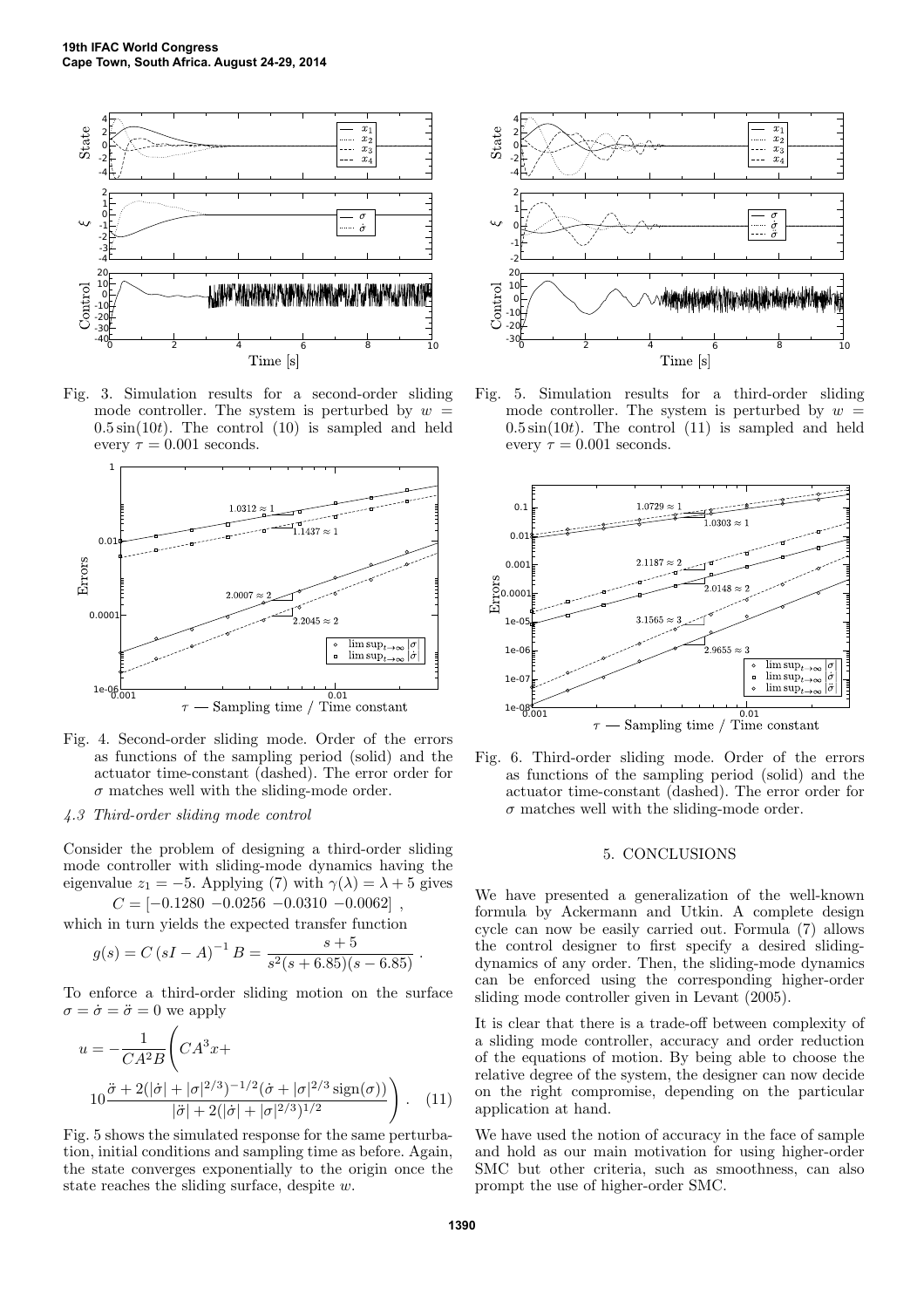Fig. 3. Simulation results for a second-order sliding mode controller. The system is perturbed by $w = 0.5\sin(10t)$. The control (10) is sampled and held every $\tau = 0.001$ seconds.

Fig. 4. Second-order sliding mode. Order of the errors as functions of the sampling period (solid) and the actuator time-constant (dashed). The error order for $\sigma$ matches well with the sliding-mode order.

### 4.3 Third-order sliding mode control

Consider the problem of designing a third-order sliding mode controller with sliding-mode dynamics having the eigenvalue $z_1 = -5$. Applying (7) with $\gamma(\lambda) = \lambda + 5$ gives

$$C = [-0.1280 \ -0.0256 \ -0.0310 \ -0.0062] \ ,$$

which in turn yields the expected transfer function

$$g(s) = C\,(sI - A)^{-1}\,B = \frac{s+5}{s^2(s+6.85)(s-6.85)} \ .$$

To enforce a third-order sliding motion on the surface $\sigma = \dot{\sigma} = \ddot{\sigma} = 0$ we apply

$$u = -\frac{1}{CA^2B}\Bigg(CA^3x + 10\frac{\ddot{\sigma} + 2(|\dot{\sigma}| + |\sigma|^{2/3})^{-1/2}(\dot{\sigma} + |\sigma|^{2/3}\operatorname{sign}(\sigma))}{|\ddot{\sigma}| + 2(|\dot{\sigma}| + |\sigma|^{2/3})^{1/2}}\Bigg) \ . \quad (11)$$

Fig. 5 shows the simulated response for the same perturbation, initial conditions and sampling time as before. Again, the state converges exponentially to the origin once the state reaches the sliding surface, despite $w$.

Fig. 5. Simulation results for a third-order sliding mode controller. The system is perturbed by $w = 0.5\sin(10t)$. The control (11) is sampled and held every $\tau = 0.001$ seconds.

Fig. 6. Third-order sliding mode. Order of the errors as functions of the sampling period (solid) and the actuator time-constant (dashed). The error order for $\sigma$ matches well with the sliding-mode order.

## 5. CONCLUSIONS

We have presented a generalization of the well-known formula by Ackermann and Utkin. A complete design cycle can now be easily carried out. Formula (7) allows the control designer to first specify a desired sliding-dynamics of any order. Then, the sliding-mode dynamics can be enforced using the corresponding higher-order sliding mode controller given in Levant (2005).

It is clear that there is a trade-off between complexity of a sliding mode controller, accuracy and order reduction of the equations of motion. By being able to choose the relative degree of the system, the designer can now decide on the right compromise, depending on the particular application at hand.

We have used the notion of accuracy in the face of sample and hold as our main motivation for using higher-order SMC but other criteria, such as smoothness, can also prompt the use of higher-order SMC.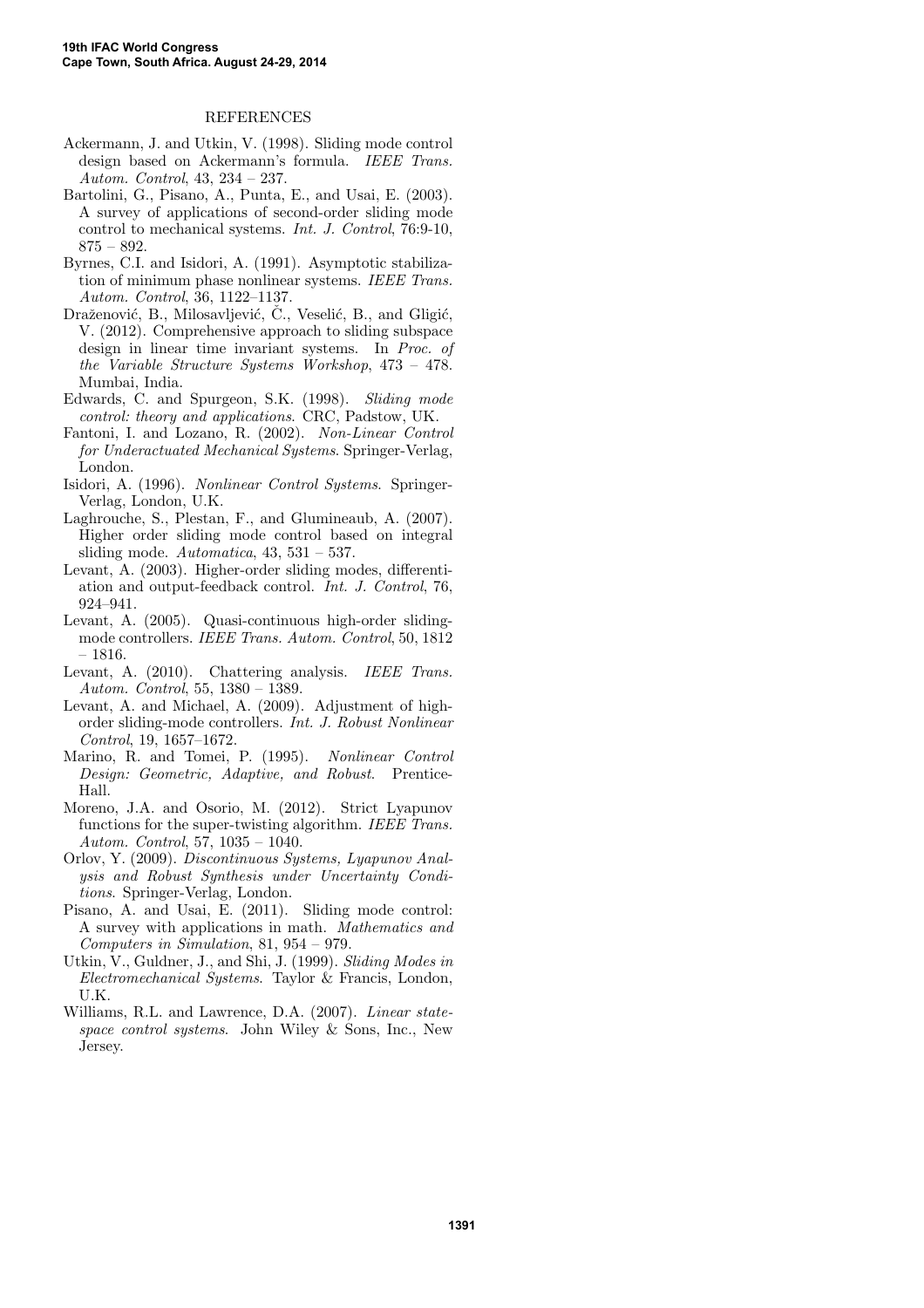## REFERENCES

Ackermann, J. and Utkin, V. (1998). Sliding mode control design based on Ackermann's formula. *IEEE Trans. Autom. Control*, 43, 234 – 237.

Bartolini, G., Pisano, A., Punta, E., and Usai, E. (2003). A survey of applications of second-order sliding mode control to mechanical systems. *Int. J. Control*, 76:9-10, 875 – 892.

Byrnes, C.I. and Isidori, A. (1991). Asymptotic stabilization of minimum phase nonlinear systems. *IEEE Trans. Autom. Control*, 36, 1122–1137.

Draženović, B., Milosavljević, Č., Veselić, B., and Gligić, V. (2012). Comprehensive approach to sliding subspace design in linear time invariant systems. In *Proc. of the Variable Structure Systems Workshop*, 473 – 478. Mumbai, India.

Edwards, C. and Spurgeon, S.K. (1998). *Sliding mode control: theory and applications*. CRC, Padstow, UK.

Fantoni, I. and Lozano, R. (2002). *Non-Linear Control for Underactuated Mechanical Systems*. Springer-Verlag, London.

Isidori, A. (1996). *Nonlinear Control Systems*. Springer-Verlag, London, U.K.

Laghrouche, S., Plestan, F., and Glumineaub, A. (2007). Higher order sliding mode control based on integral sliding mode. *Automatica*, 43, 531 – 537.

Levant, A. (2003). Higher-order sliding modes, differentiation and output-feedback control. *Int. J. Control*, 76, 924–941.

Levant, A. (2005). Quasi-continuous high-order sliding-mode controllers. *IEEE Trans. Autom. Control*, 50, 1812 – 1816.

Levant, A. (2010). Chattering analysis. *IEEE Trans. Autom. Control*, 55, 1380 – 1389.

Levant, A. and Michael, A. (2009). Adjustment of high-order sliding-mode controllers. *Int. J. Robust Nonlinear Control*, 19, 1657–1672.

Marino, R. and Tomei, P. (1995). *Nonlinear Control Design: Geometric, Adaptive, and Robust*. Prentice-Hall.

Moreno, J.A. and Osorio, M. (2012). Strict Lyapunov functions for the super-twisting algorithm. *IEEE Trans. Autom. Control*, 57, 1035 – 1040.

Orlov, Y. (2009). *Discontinuous Systems, Lyapunov Analysis and Robust Synthesis under Uncertainty Conditions*. Springer-Verlag, London.

Pisano, A. and Usai, E. (2011). Sliding mode control: A survey with applications in math. *Mathematics and Computers in Simulation*, 81, 954 – 979.

Utkin, V., Guldner, J., and Shi, J. (1999). *Sliding Modes in Electromechanical Systems*. Taylor & Francis, London, U.K.

Williams, R.L. and Lawrence, D.A. (2007). *Linear state-space control systems*. John Wiley & Sons, Inc., New Jersey.